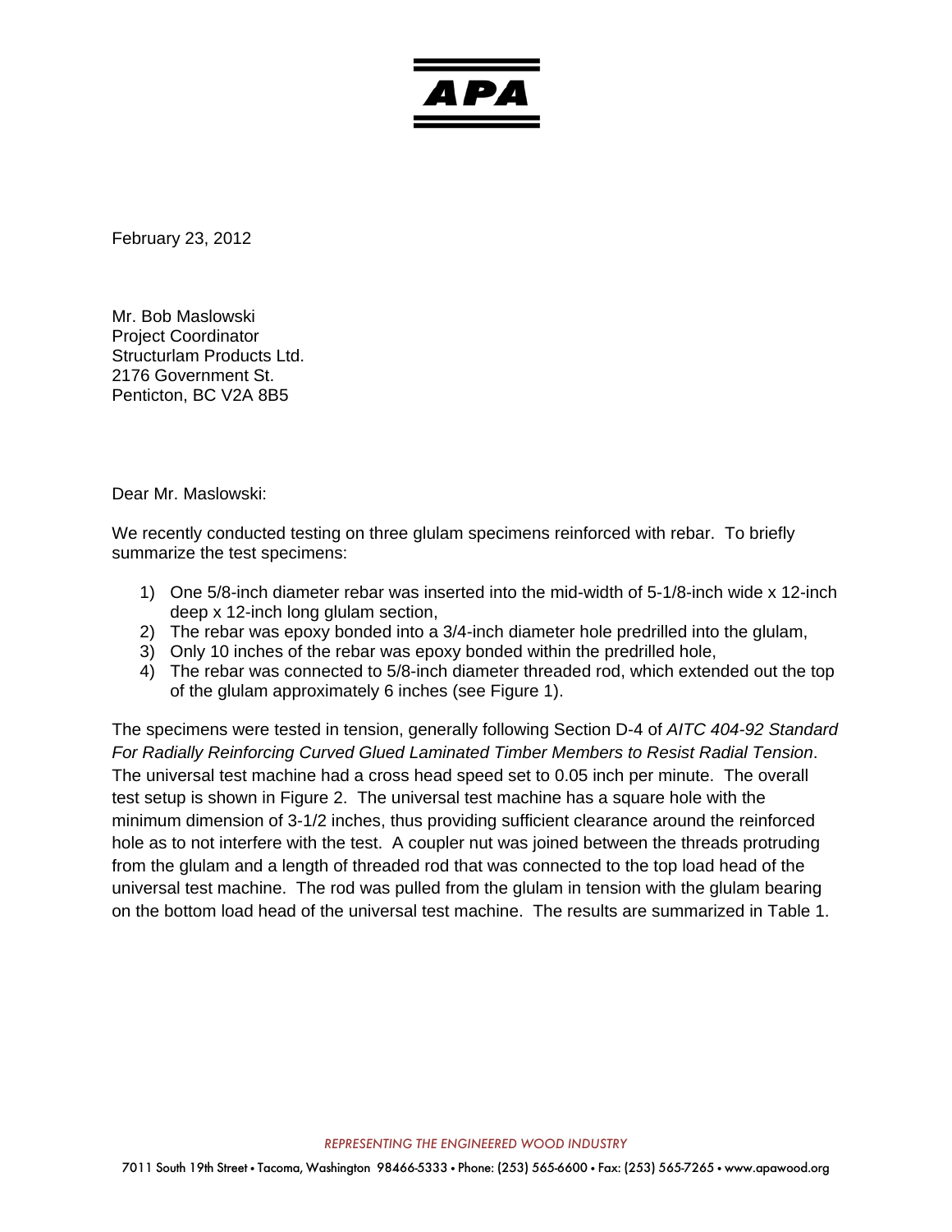**APA**

February 23, 2012

Mr. Bob Maslowski
Project Coordinator
Structurlam Products Ltd.
2176 Government St.
Penticton, BC V2A 8B5

Dear Mr. Maslowski:

We recently conducted testing on three glulam specimens reinforced with rebar. To briefly summarize the test specimens:

1) One 5/8-inch diameter rebar was inserted into the mid-width of 5-1/8-inch wide x 12-inch deep x 12-inch long glulam section,
2) The rebar was epoxy bonded into a 3/4-inch diameter hole predrilled into the glulam,
3) Only 10 inches of the rebar was epoxy bonded within the predrilled hole,
4) The rebar was connected to 5/8-inch diameter threaded rod, which extended out the top of the glulam approximately 6 inches (see Figure 1).

The specimens were tested in tension, generally following Section D-4 of *AITC 404-92 Standard For Radially Reinforcing Curved Glued Laminated Timber Members to Resist Radial Tension*. The universal test machine had a cross head speed set to 0.05 inch per minute. The overall test setup is shown in Figure 2. The universal test machine has a square hole with the minimum dimension of 3-1/2 inches, thus providing sufficient clearance around the reinforced hole as to not interfere with the test. A coupler nut was joined between the threads protruding from the glulam and a length of threaded rod that was connected to the top load head of the universal test machine. The rod was pulled from the glulam in tension with the glulam bearing on the bottom load head of the universal test machine. The results are summarized in Table 1.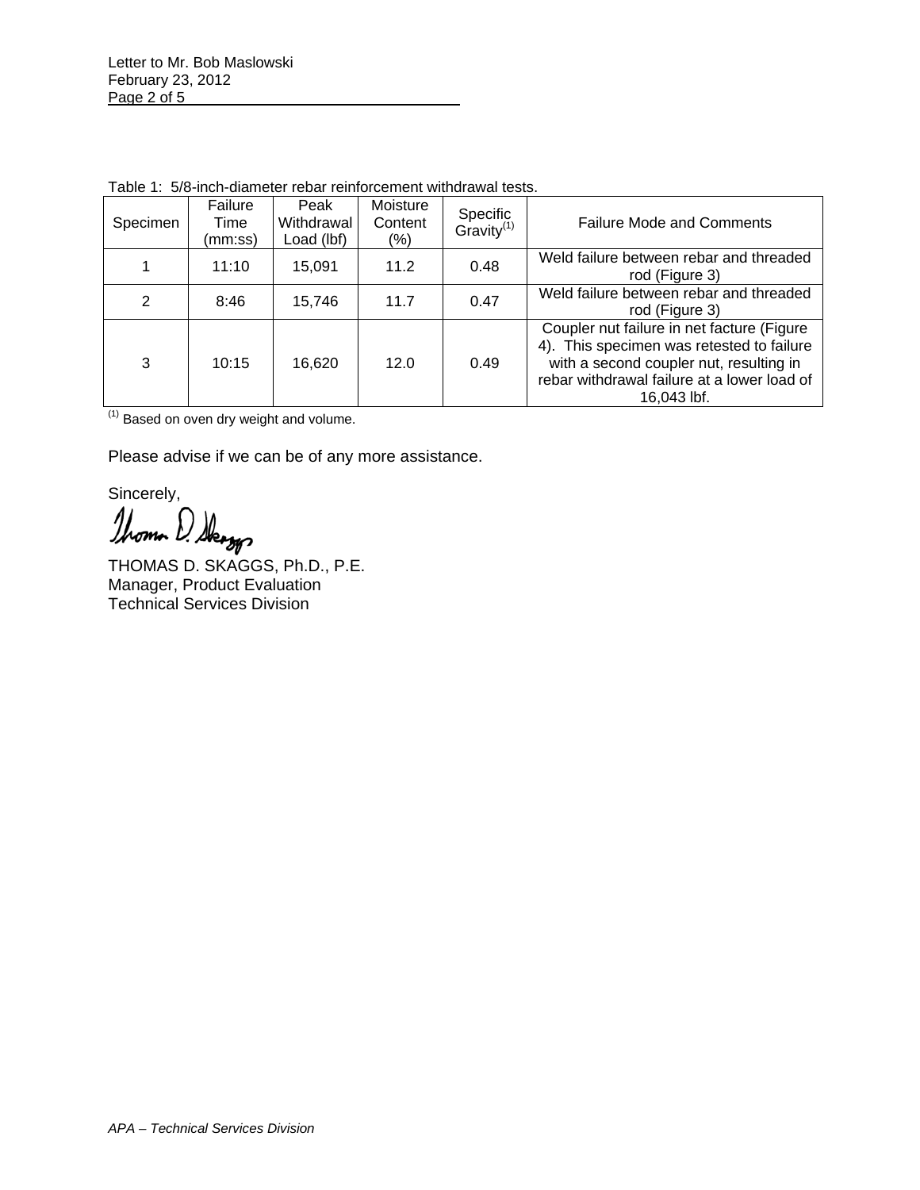Table 1: 5/8-inch-diameter rebar reinforcement withdrawal tests.

| Specimen | Failure Time (mm:ss) | Peak Withdrawal Load (lbf) | Moisture Content (%) | Specific Gravity[(1)] | Failure Mode and Comments |
|---|---|---|---|---|---|
| 1 | 11:10 | 15,091 | 11.2 | 0.48 | Weld failure between rebar and threaded rod (Figure 3) |
| 2 | 8:46 | 15,746 | 11.7 | 0.47 | Weld failure between rebar and threaded rod (Figure 3) |
| 3 | 10:15 | 16,620 | 12.0 | 0.49 | Coupler nut failure in net facture (Figure 4). This specimen was retested to failure with a second coupler nut, resulting in rebar withdrawal failure at a lower load of 16,043 lbf. |

[(1)] Based on oven dry weight and volume.

Please advise if we can be of any more assistance.

Sincerely,

THOMAS D. SKAGGS, Ph.D., P.E.
Manager, Product Evaluation
Technical Services Division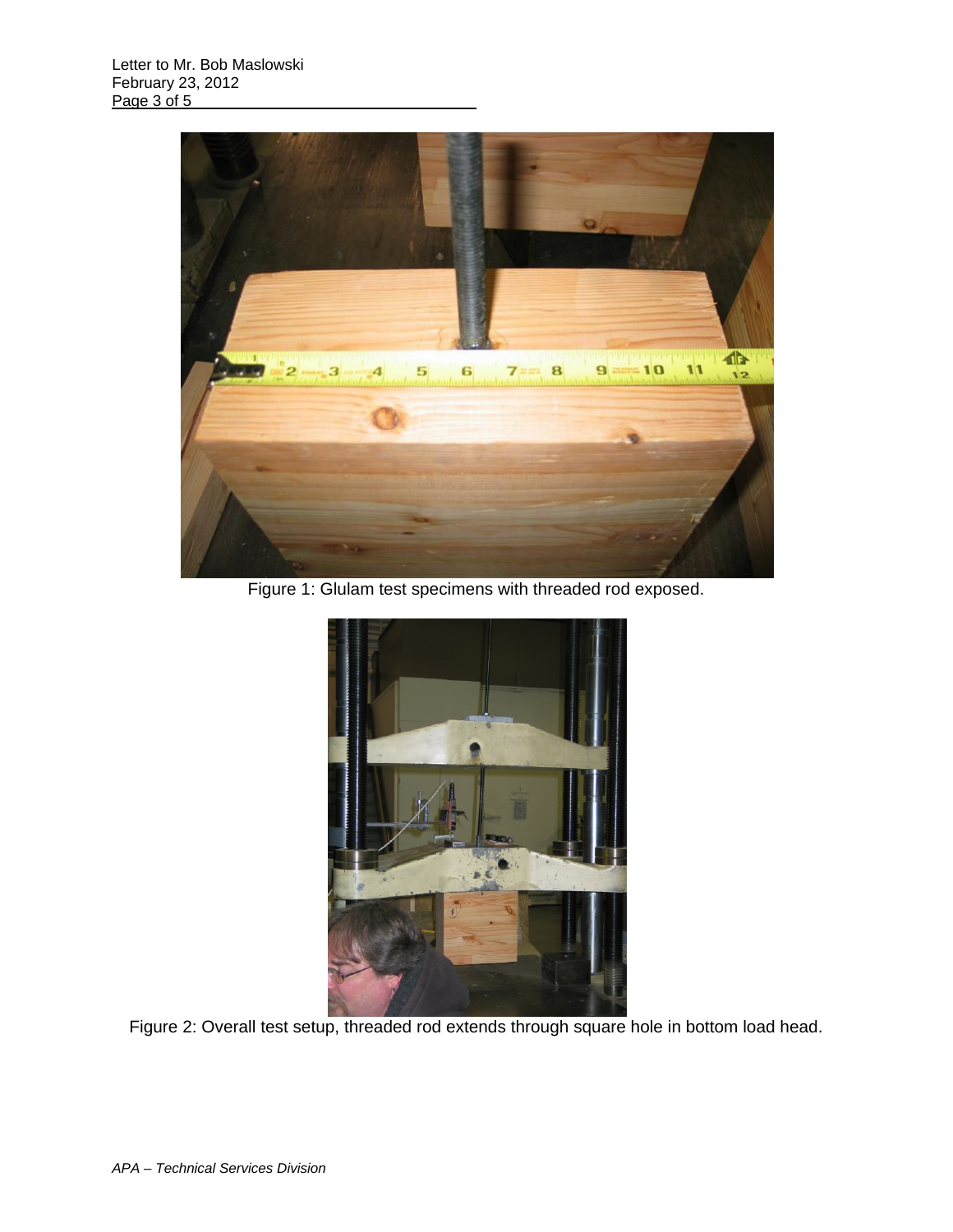Figure 1: Glulam test specimens with threaded rod exposed.

Figure 2: Overall test setup, threaded rod extends through square hole in bottom load head.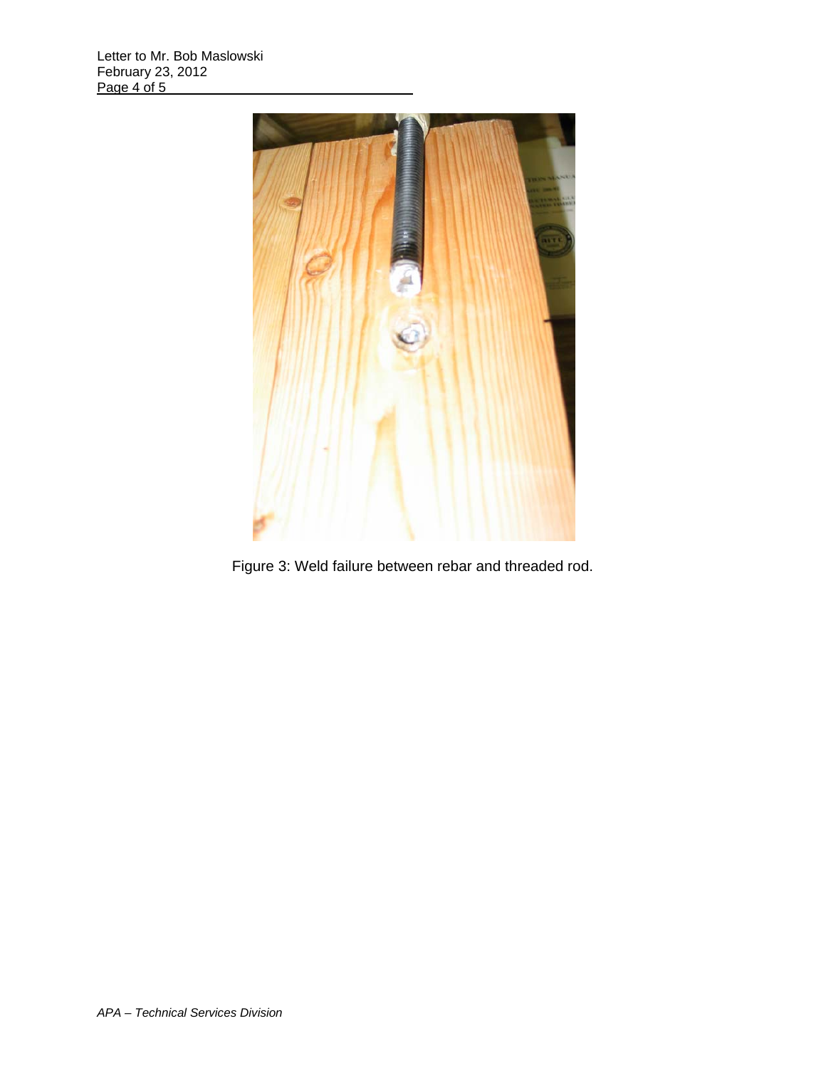Figure 3: Weld failure between rebar and threaded rod.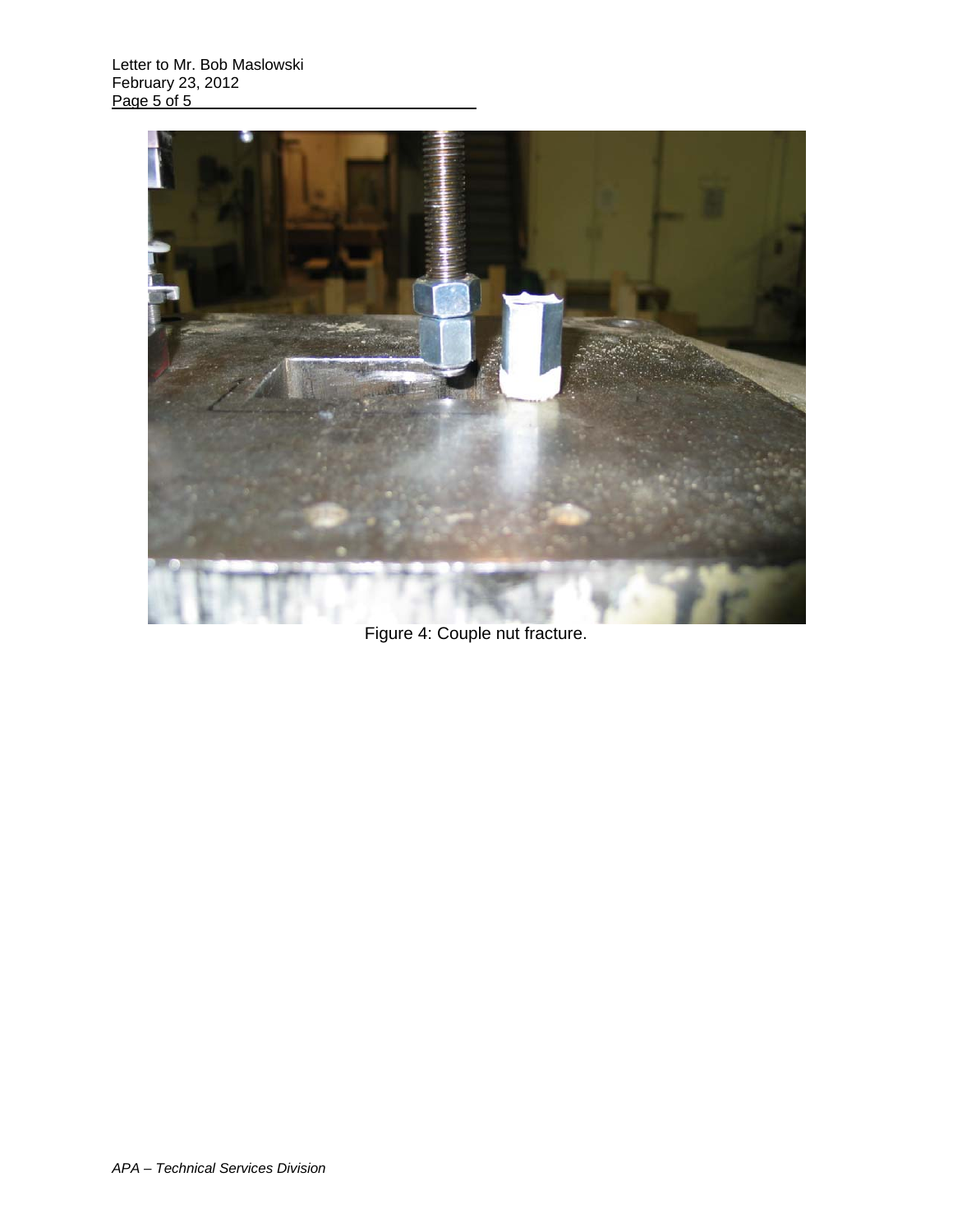Figure 4: Couple nut fracture.